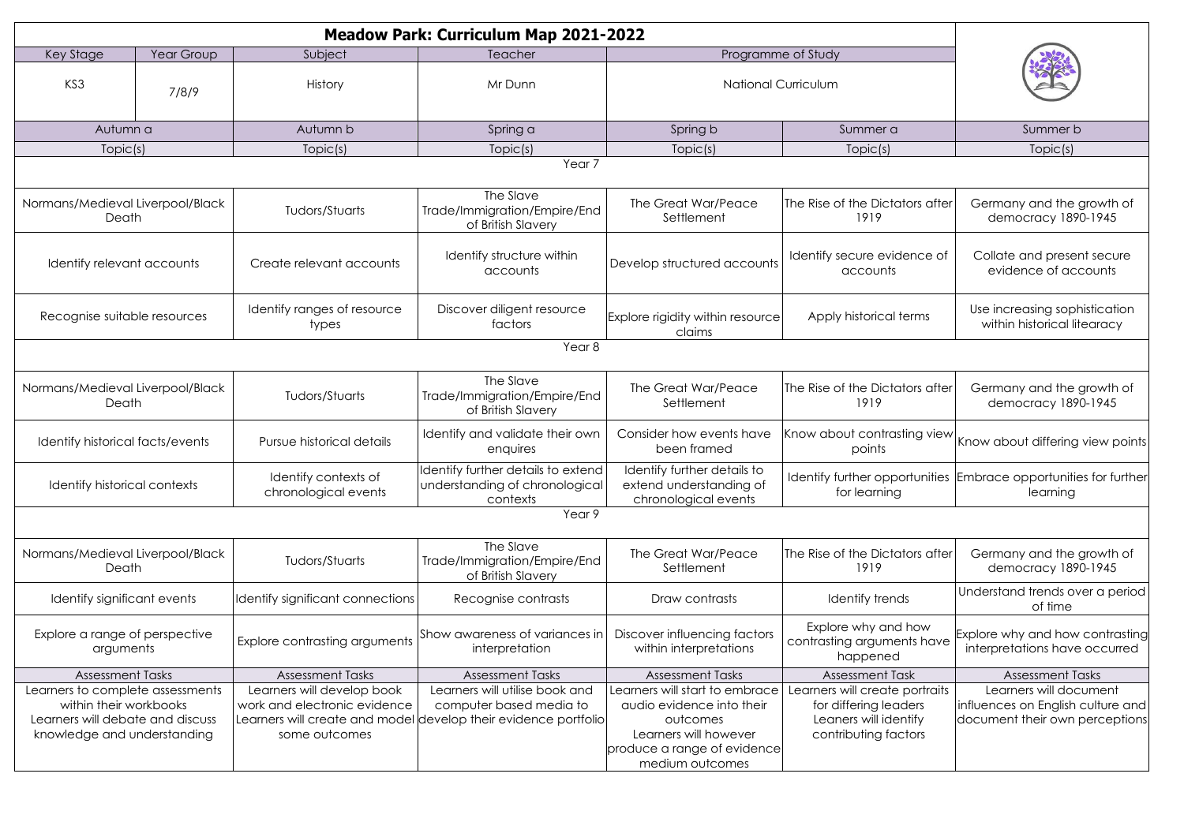# Meadow Park: Curriculum Map 2021-2022

| Key Stage | Year Group | Subject | Teacher | Programme of Study | |
|---|---|---|---|---|---|
| KS3 | 7/8/9 | History | Mr Dunn | National Curriculum | |

| Autumn a | Autumn b | Spring a | Spring b | Summer a | Summer b |
|---|---|---|---|---|---|
| Topic(s) | Topic(s) | Topic(s) | Topic(s) | Topic(s) | Topic(s) |
| **Year 7** | | | | | |
| Normans/Medieval Liverpool/Black Death | Tudors/Stuarts | The Slave Trade/Immigration/Empire/End of British Slavery | The Great War/Peace Settlement | The Rise of the Dictators after 1919 | Germany and the growth of democracy 1890-1945 |
| Identify relevant accounts | Create relevant accounts | Identify structure within accounts | Develop structured accounts | Identify secure evidence of accounts | Collate and present secure evidence of accounts |
| Recognise suitable resources | Identify ranges of resource types | Discover diligent resource factors | Explore rigidity within resource claims | Apply historical terms | Use increasing sophistication within historical litearacy |
| **Year 8** | | | | | |
| Normans/Medieval Liverpool/Black Death | Tudors/Stuarts | The Slave Trade/Immigration/Empire/End of British Slavery | The Great War/Peace Settlement | The Rise of the Dictators after 1919 | Germany and the growth of democracy 1890-1945 |
| Identify historical facts/events | Pursue historical details | Identify and validate their own enquires | Consider how events have been framed | Know about contrasting view points | Know about differing view points |
| Identify historical contexts | Identify contexts of chronological events | Identify further details to extend understanding of chronological contexts | Identify further details to extend understanding of chronological events | Identify further opportunities for learning | Embrace opportunities for further learning |
| **Year 9** | | | | | |
| Normans/Medieval Liverpool/Black Death | Tudors/Stuarts | The Slave Trade/Immigration/Empire/End of British Slavery | The Great War/Peace Settlement | The Rise of the Dictators after 1919 | Germany and the growth of democracy 1890-1945 |
| Identify significant events | Identify significant connections | Recognise contrasts | Draw contrasts | Identify trends | Understand trends over a period of time |
| Explore a range of perspective arguments | Explore contrasting arguments | Show awareness of variances in interpretation | Discover influencing factors within interpretations | Explore why and how contrasting arguments have happened | Explore why and how contrasting interpretations have occurred |
| Assessment Tasks | Assessment Tasks | Assessment Tasks | Assessment Tasks | Assessment Task | Assessment Tasks |
| Learners to complete assessments within their workbooks<br>Learners will debate and discuss knowledge and understanding | Learners will develop book work and electronic evidence<br>Learners will create and model some outcomes | Learners will utilise book and computer based media to develop their evidence portfolio | Learners will start to embrace audio evidence into their outcomes<br>Learners will however produce a range of evidence medium outcomes | Learners will create portraits for differing leaders<br>Leaners will identify contributing factors | Learners will document influences on English culture and document their own perceptions |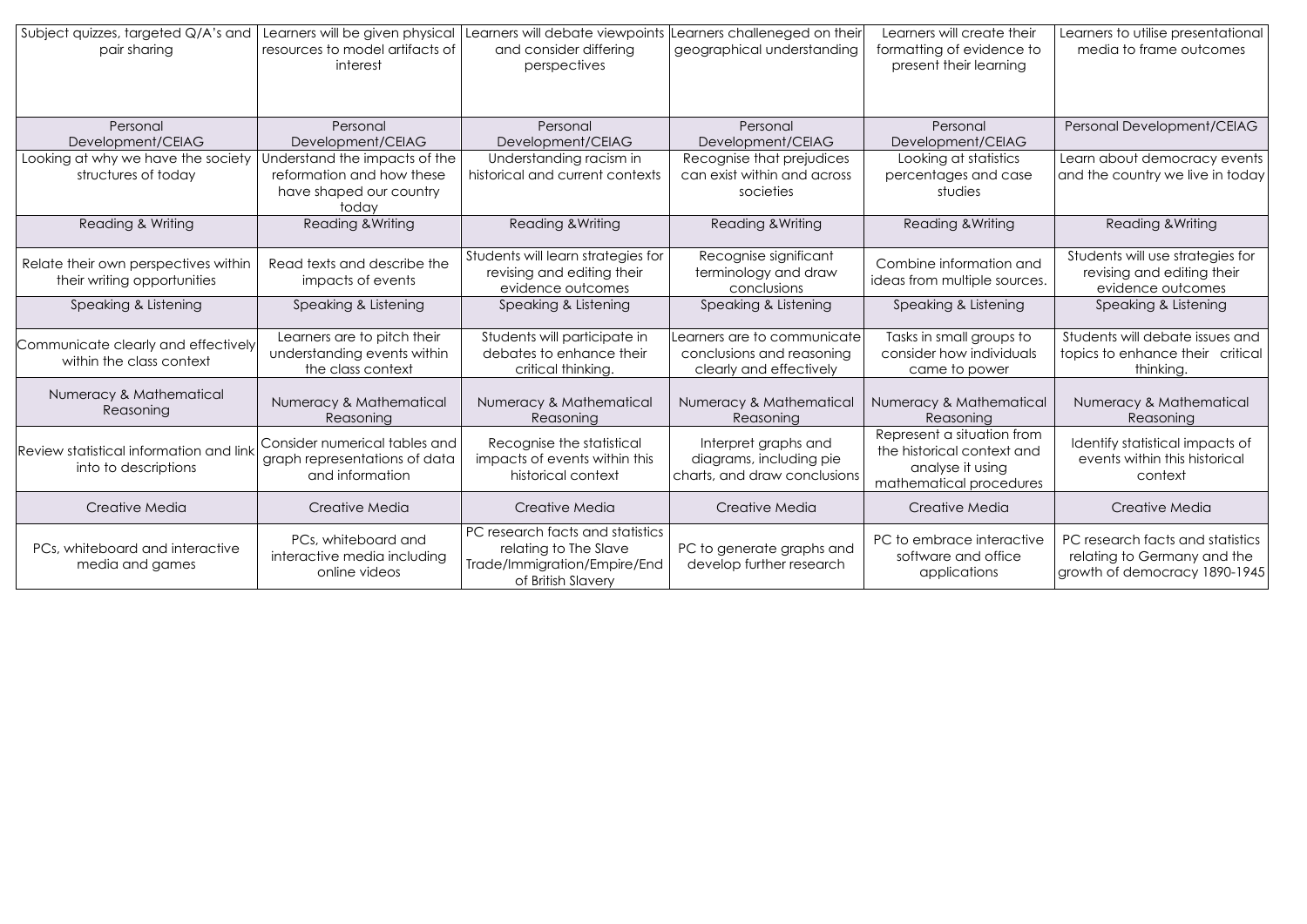| Subject quizzes, targeted Q/A's and pair sharing | Learners will be given physical resources to model artifacts of interest | Learners will debate viewpoints and consider differing perspectives | Learners challeneged on their geographical understanding | Learners will create their formatting of evidence to present their learning | Learners to utilise presentational media to frame outcomes |
|---|---|---|---|---|---|
| Personal Development/CEIAG | Personal Development/CEIAG | Personal Development/CEIAG | Personal Development/CEIAG | Personal Development/CEIAG | Personal Development/CEIAG |
| Looking at why we have the society structures of today | Understand the impacts of the reformation and how these have shaped our country today | Understanding racism in historical and current contexts | Recognise that prejudices can exist within and across societies | Looking at statistics percentages and case studies | Learn about democracy events and the country we live in today |
| Reading & Writing | Reading &Writing | Reading &Writing | Reading &Writing | Reading &Writing | Reading &Writing |
| Relate their own perspectives within their writing opportunities | Read texts and describe the impacts of events | Students will learn strategies for revising and editing their evidence outcomes | Recognise significant terminology and draw conclusions | Combine information and ideas from multiple sources. | Students will use strategies for revising and editing their evidence outcomes |
| Speaking & Listening | Speaking & Listening | Speaking & Listening | Speaking & Listening | Speaking & Listening | Speaking & Listening |
| Communicate clearly and effectively within the class context | Learners are to pitch their understanding events within the class context | Students will participate in debates to enhance their critical thinking. | Learners are to communicate conclusions and reasoning clearly and effectively | Tasks in small groups to consider how individuals came to power | Students will debate issues and topics to enhance their critical thinking. |
| Numeracy & Mathematical Reasoning | Numeracy & Mathematical Reasoning | Numeracy & Mathematical Reasoning | Numeracy & Mathematical Reasoning | Numeracy & Mathematical Reasoning | Numeracy & Mathematical Reasoning |
| Review statistical information and link into to descriptions | Consider numerical tables and graph representations of data and information | Recognise the statistical impacts of events within this historical context | Interpret graphs and diagrams, including pie charts, and draw conclusions | Represent a situation from the historical context and analyse it using mathematical procedures | Identify statistical impacts of events within this historical context |
| Creative Media | Creative Media | Creative Media | Creative Media | Creative Media | Creative Media |
| PCs, whiteboard and interactive media and games | PCs, whiteboard and interactive media including online videos | PC research facts and statistics relating to The Slave Trade/Immigration/Empire/End of British Slavery | PC to generate graphs and develop further research | PC to embrace interactive software and office applications | PC research facts and statistics relating to Germany and the growth of democracy 1890-1945 |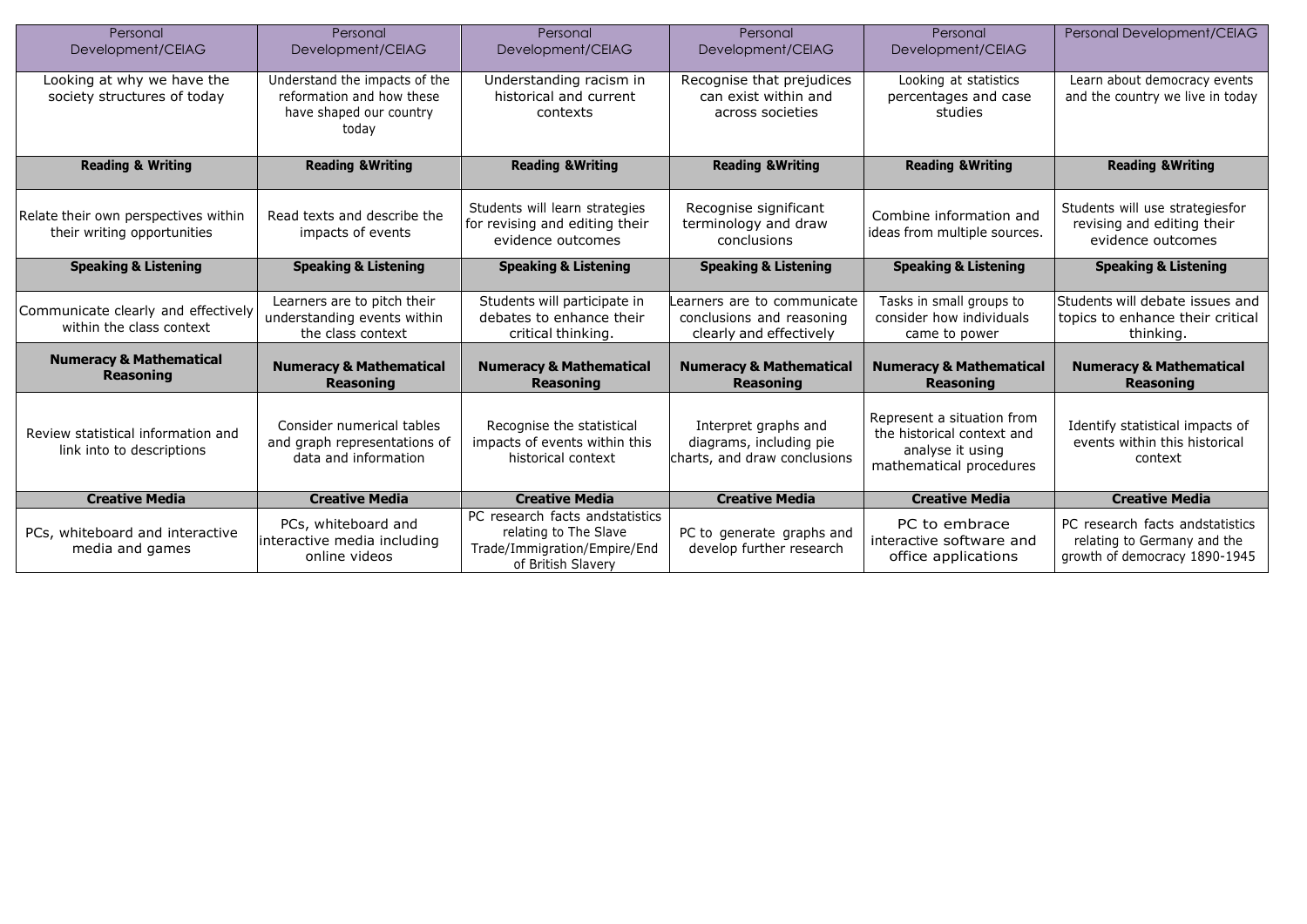| Personal Development/CEIAG | Personal Development/CEIAG | Personal Development/CEIAG | Personal Development/CEIAG | Personal Development/CEIAG | Personal Development/CEIAG |
|---|---|---|---|---|---|
| Looking at why we have the society structures of today | Understand the impacts of the reformation and how these have shaped our country today | Understanding racism in historical and current contexts | Recognise that prejudices can exist within and across societies | Looking at statistics percentages and case studies | Learn about democracy events and the country we live in today |
| **Reading & Writing** | **Reading &Writing** | **Reading &Writing** | **Reading &Writing** | **Reading &Writing** | **Reading &Writing** |
| Relate their own perspectives within their writing opportunities | Read texts and describe the impacts of events | Students will learn strategies for revising and editing their evidence outcomes | Recognise significant terminology and draw conclusions | Combine information and ideas from multiple sources. | Students will use strategiesfor revising and editing their evidence outcomes |
| **Speaking & Listening** | **Speaking & Listening** | **Speaking & Listening** | **Speaking & Listening** | **Speaking & Listening** | **Speaking & Listening** |
| Communicate clearly and effectively within the class context | Learners are to pitch their understanding events within the class context | Students will participate in debates to enhance their critical thinking. | Learners are to communicate conclusions and reasoning clearly and effectively | Tasks in small groups to consider how individuals came to power | Students will debate issues and topics to enhance their critical thinking. |
| **Numeracy & Mathematical Reasoning** | **Numeracy & Mathematical Reasoning** | **Numeracy & Mathematical Reasoning** | **Numeracy & Mathematical Reasoning** | **Numeracy & Mathematical Reasoning** | **Numeracy & Mathematical Reasoning** |
| Review statistical information and link into to descriptions | Consider numerical tables and graph representations of data and information | Recognise the statistical impacts of events within this historical context | Interpret graphs and diagrams, including pie charts, and draw conclusions | Represent a situation from the historical context and analyse it using mathematical procedures | Identify statistical impacts of events within this historical context |
| **Creative Media** | **Creative Media** | **Creative Media** | **Creative Media** | **Creative Media** | **Creative Media** |
| PCs, whiteboard and interactive media and games | PCs, whiteboard and interactive media including online videos | PC research facts andstatistics relating to The Slave Trade/Immigration/Empire/End of British Slavery | PC to generate graphs and develop further research | PC to embrace interactive software and office applications | PC research facts andstatistics relating to Germany and the growth of democracy 1890-1945 |